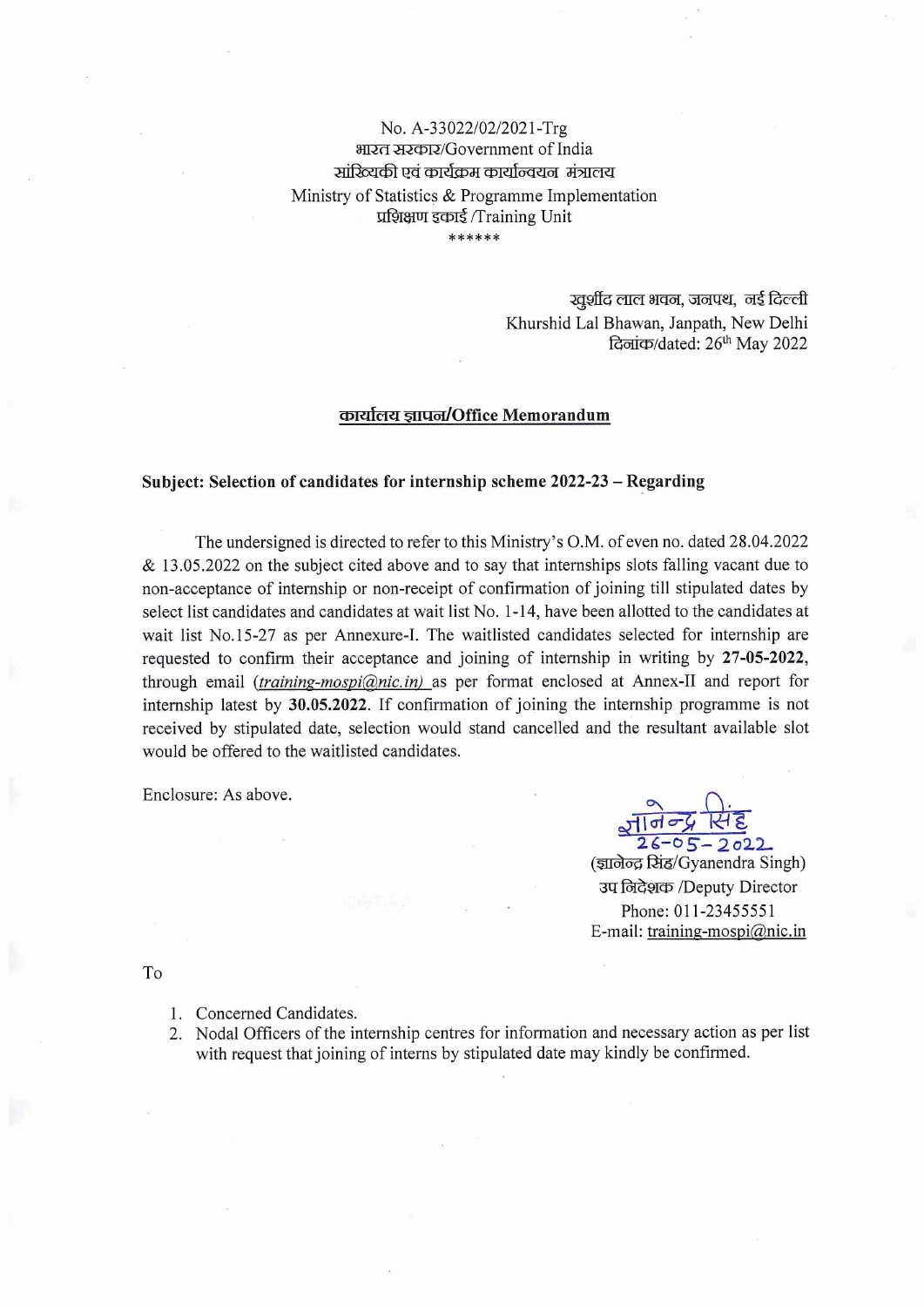No. A-33022/02/2021-Trg
भारत सरकार/Government of India
सांख्यिकी एवं कार्यक्रम कार्यान्वयन मंत्रालय
Ministry of Statistics & Programme Implementation
प्रशिक्षण इकाई /Training Unit
******

खुर्शीद लाल भवन, जनपथ, नई दिल्ली
Khurshid Lal Bhawan, Janpath, New Delhi
दिनांक/dated: 26th May 2022

## कार्यालय ज्ञापन/Office Memorandum

**Subject: Selection of candidates for internship scheme 2022-23 – Regarding**

The undersigned is directed to refer to this Ministry's O.M. of even no. dated 28.04.2022 & 13.05.2022 on the subject cited above and to say that internships slots falling vacant due to non-acceptance of internship or non-receipt of confirmation of joining till stipulated dates by select list candidates and candidates at wait list No. 1-14, have been allotted to the candidates at wait list No.15-27 as per Annexure-I. The waitlisted candidates selected for internship are requested to confirm their acceptance and joining of internship in writing by **27-05-2022**, through email (*training-mospi@nic.in*) as per format enclosed at Annex-II and report for internship latest by **30.05.2022**. If confirmation of joining the internship programme is not received by stipulated date, selection would stand cancelled and the resultant available slot would be offered to the waitlisted candidates.

Enclosure: As above.

ज्ञानेन्द्र सिंह
26-05-2022
(ज्ञानेन्द्र सिंह/Gyanendra Singh)
उप निदेशक /Deputy Director
Phone: 011-23455551
E-mail: training-mospi@nic.in

To

1. Concerned Candidates.
2. Nodal Officers of the internship centres for information and necessary action as per list with request that joining of interns by stipulated date may kindly be confirmed.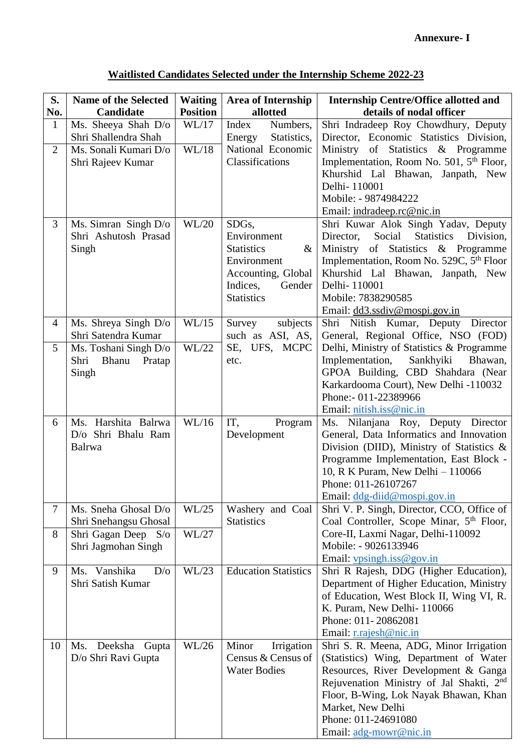**Annexure- I**

## Waitlisted Candidates Selected under the Internship Scheme 2022-23

| S. No. | Name of the Selected Candidate | Waiting Position | Area of Internship allotted | Internship Centre/Office allotted and details of nodal officer |
|---|---|---|---|---|
| 1 | Ms. Sheeya Shah D/o Shri Shallendra Shah | WL/17 | Index Numbers, Energy Statistics, National Economic Classifications | Shri Indradeep Roy Chowdhury, Deputy Director, Economic Statistics Division, Ministry of Statistics & Programme Implementation, Room No. 501, 5th Floor, Khurshid Lal Bhawan, Janpath, New Delhi- 110001<br>Mobile: - 9874984222<br>Email: indradeep.rc@nic.in |
| 2 | Ms. Sonali Kumari D/o Shri Rajeev Kumar | WL/18 | | |
| 3 | Ms. Simran Singh D/o Shri Ashutosh Prasad Singh | WL/20 | SDGs, Environment Statistics & Environment Accounting, Global Indices, Gender Statistics | Shri Kuwar Alok Singh Yadav, Deputy Director, Social Statistics Division, Ministry of Statistics & Programme Implementation, Room No. 529C, 5th Floor Khurshid Lal Bhawan, Janpath, New Delhi- 110001<br>Mobile: 7838290585<br>Email: dd3.ssdiv@mospi.gov.in |
| 4 | Ms. Shreya Singh D/o Shri Satendra Kumar | WL/15 | Survey subjects such as ASI, AS, SE, UFS, MCPC etc. | Shri Nitish Kumar, Deputy Director General, Regional Office, NSO (FOD) Delhi, Ministry of Statistics & Programme Implementation, Sankhyiki Bhawan, GPOA Building, CBD Shahdara (Near Karkardooma Court), New Delhi -110032<br>Phone:- 011-22389966<br>Email: nitish.iss@nic.in |
| 5 | Ms. Toshani Singh D/o Shri Bhanu Pratap Singh | WL/22 | | |
| 6 | Ms. Harshita Balrwa D/o Shri Bhalu Ram Balrwa | WL/16 | IT, Program Development | Ms. Nilanjana Roy, Deputy Director General, Data Informatics and Innovation Division (DIID), Ministry of Statistics & Programme Implementation, East Block - 10, R K Puram, New Delhi – 110066<br>Phone: 011-26107267<br>Email: ddg-diid@mospi.gov.in |
| 7 | Ms. Sneha Ghosal D/o Shri Snehangsu Ghosal | WL/25 | Washery and Coal Statistics | Shri V. P. Singh, Director, CCO, Office of Coal Controller, Scope Minar, 5th Floor, Core-II, Laxmi Nagar, Delhi-110092<br>Mobile: - 9026133946<br>Email: vpsingh.iss@gov.in |
| 8 | Shri Gagan Deep S/o Shri Jagmohan Singh | WL/27 | | |
| 9 | Ms. Vanshika D/o Shri Satish Kumar | WL/23 | Education Statistics | Shri R Rajesh, DDG (Higher Education), Department of Higher Education, Ministry of Education, West Block II, Wing VI, R. K. Puram, New Delhi- 110066<br>Phone: 011- 20862081<br>Email: r.rajesh@nic.in |
| 10 | Ms. Deeksha Gupta D/o Shri Ravi Gupta | WL/26 | Minor Irrigation Census & Census of Water Bodies | Shri S. R. Meena, ADG, Minor Irrigation (Statistics) Wing, Department of Water Resources, River Development & Ganga Rejuvenation Ministry of Jal Shakti, 2nd Floor, B-Wing, Lok Nayak Bhawan, Khan Market, New Delhi<br>Phone: 011-24691080<br>Email: adg-mowr@nic.in |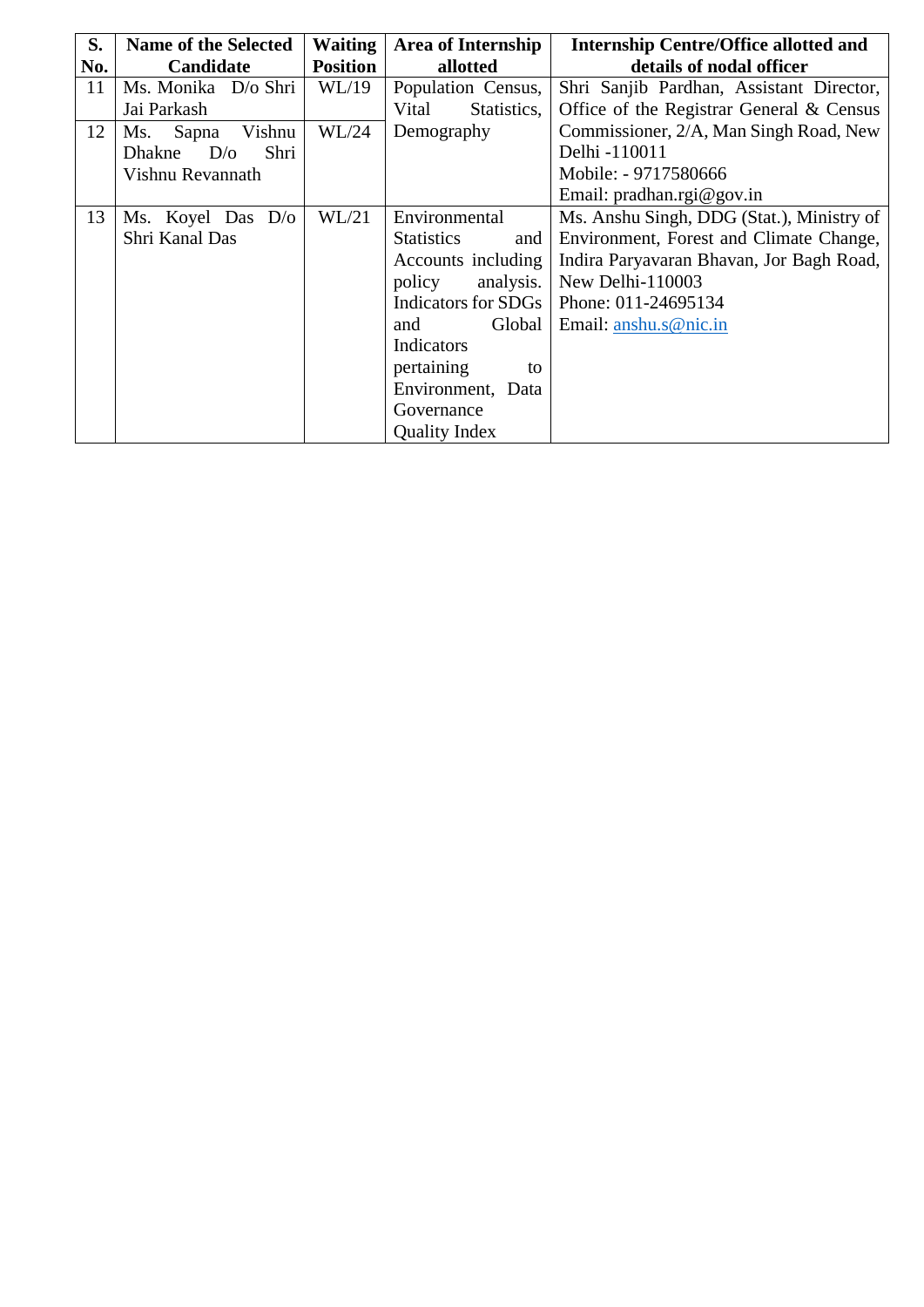| S. No. | Name of the Selected Candidate | Waiting Position | Area of Internship allotted | Internship Centre/Office allotted and details of nodal officer |
|---|---|---|---|---|
| 11 | Ms. Monika D/o Shri Jai Parkash | WL/19 | Population Census, Vital Statistics, Demography | Shri Sanjib Pardhan, Assistant Director, Office of the Registrar General & Census Commissioner, 2/A, Man Singh Road, New Delhi -110011<br>Mobile: - 9717580666<br>Email: pradhan.rgi@gov.in |
| 12 | Ms. Sapna Vishnu Dhakne D/o Shri Vishnu Revannath | WL/24 | | |
| 13 | Ms. Koyel Das D/o Shri Kanal Das | WL/21 | Environmental Statistics and Accounts including policy analysis. Indicators for SDGs and Global Indicators pertaining to Environment, Data Governance Quality Index | Ms. Anshu Singh, DDG (Stat.), Ministry of Environment, Forest and Climate Change, Indira Paryavaran Bhavan, Jor Bagh Road, New Delhi-110003<br>Phone: 011-24695134<br>Email: anshu.s@nic.in |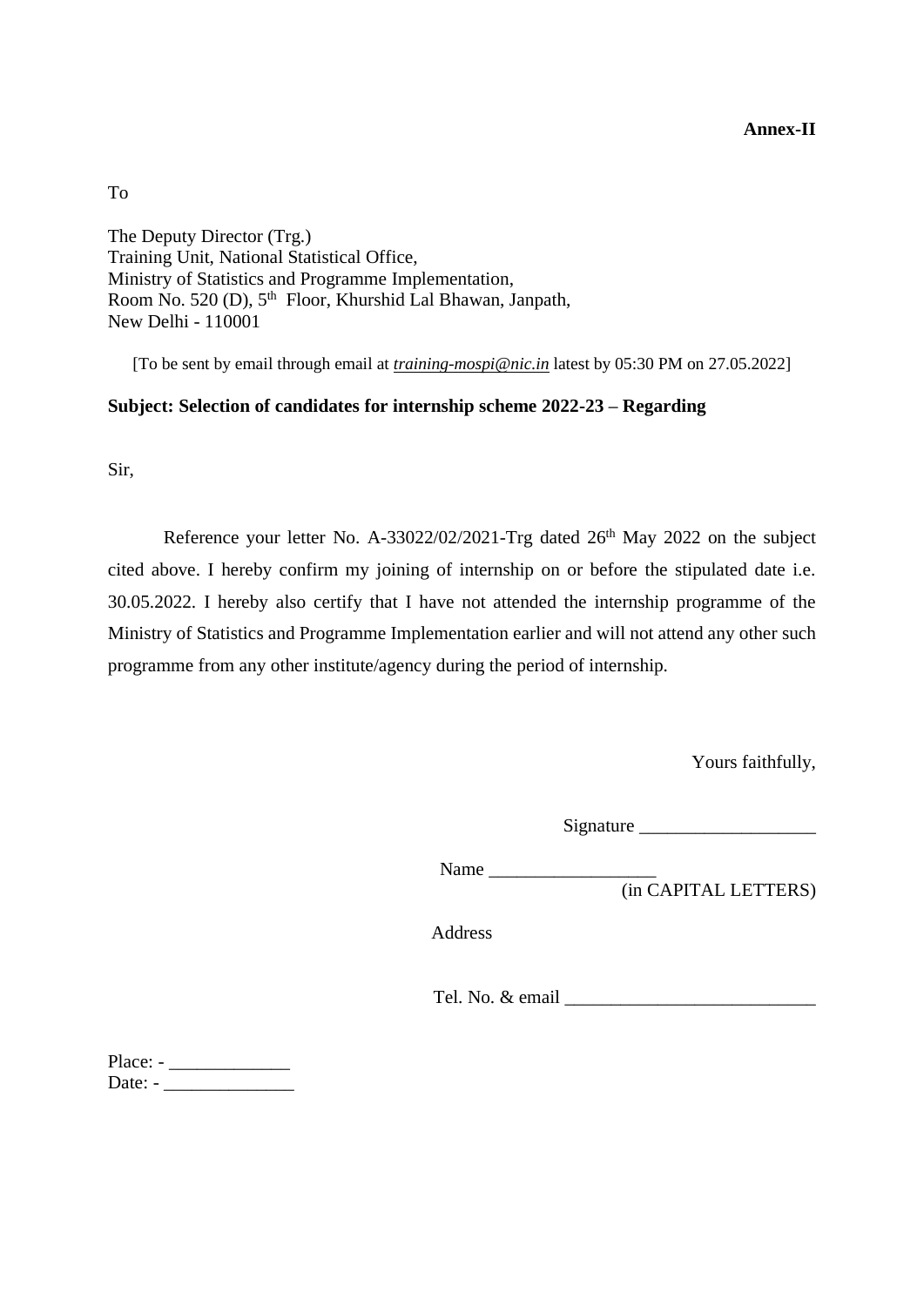**Annex-II**

To

The Deputy Director (Trg.)
Training Unit, National Statistical Office,
Ministry of Statistics and Programme Implementation,
Room No. 520 (D), 5th Floor, Khurshid Lal Bhawan, Janpath,
New Delhi - 110001

[To be sent by email through email at ***training-mospi@nic.in*** latest by 05:30 PM on 27.05.2022]

**Subject: Selection of candidates for internship scheme 2022-23 – Regarding**

Sir,

Reference your letter No. A-33022/02/2021-Trg dated 26th May 2022 on the subject cited above. I hereby confirm my joining of internship on or before the stipulated date i.e. 30.05.2022. I hereby also certify that I have not attended the internship programme of the Ministry of Statistics and Programme Implementation earlier and will not attend any other such programme from any other institute/agency during the period of internship.

Yours faithfully,

Signature ___________________

Name __________________
(in CAPITAL LETTERS)

Address

Tel. No. & email __________________________

Place: - _____________
Date: - ______________